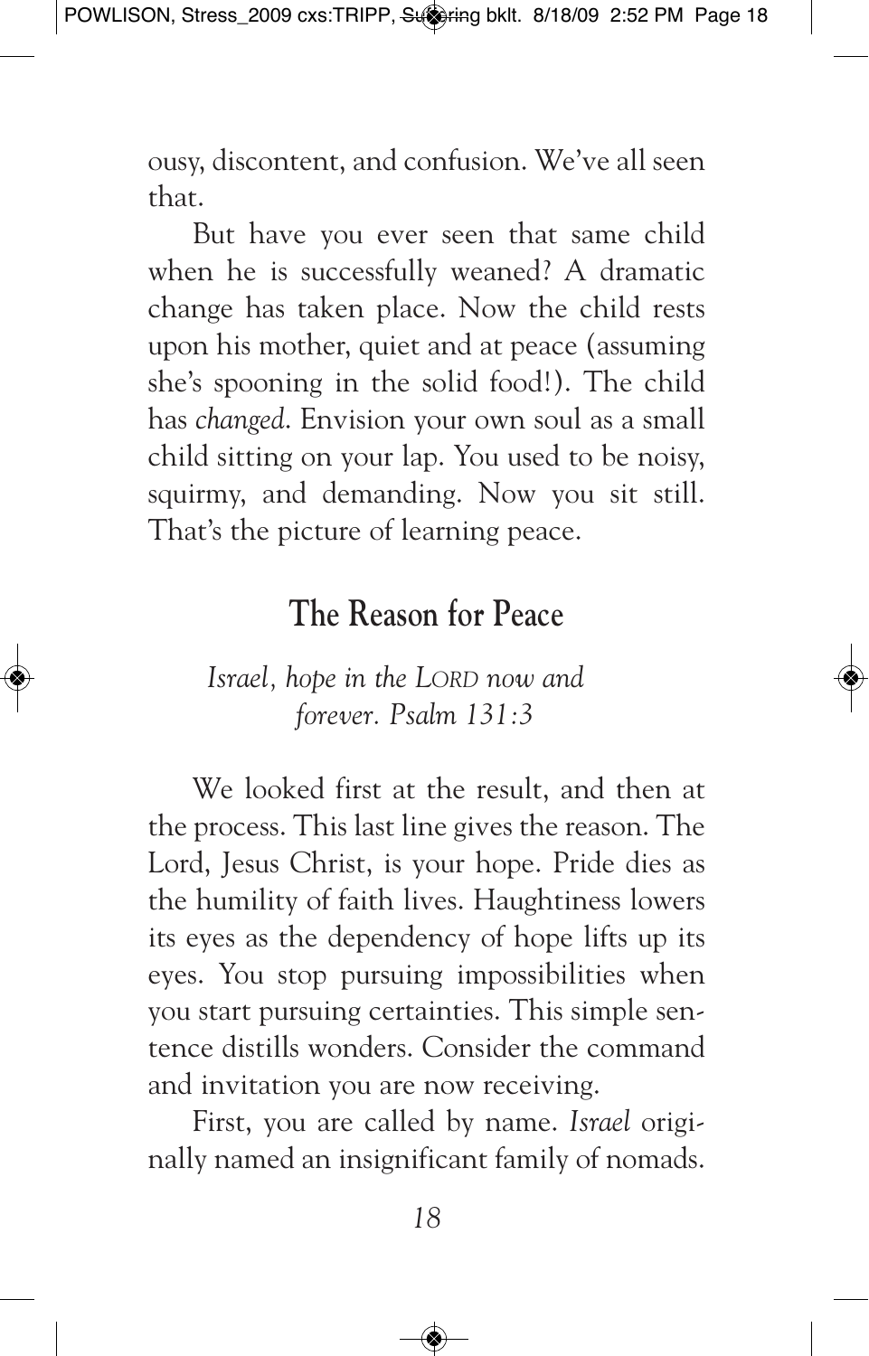ousy, discontent, and confusion. We've all seen that.

But have you ever seen that same child when he is successfully weaned? A dramatic change has taken place. Now the child rests upon his mother, quiet and at peace (assuming she's spooning in the solid food!). The child has *changed*. Envision your own soul as a small child sitting on your lap. You used to be noisy, squirmy, and demanding. Now you sit still. That's the picture of learning peace.

## The Reason for Peace

*Israel, hope in the LORD now and forever. Psalm 131:3*

We looked first at the result, and then at the process. This last line gives the reason. The Lord, Jesus Christ, is your hope. Pride dies as the humility of faith lives. Haughtiness lowers its eyes as the dependency of hope lifts up its eyes. You stop pursuing impossibilities when you start pursuing certainties. This simple sentence distills wonders. Consider the command and invitation you are now receiving.

First, you are called by name. *Israel* originally named an insignificant family of nomads.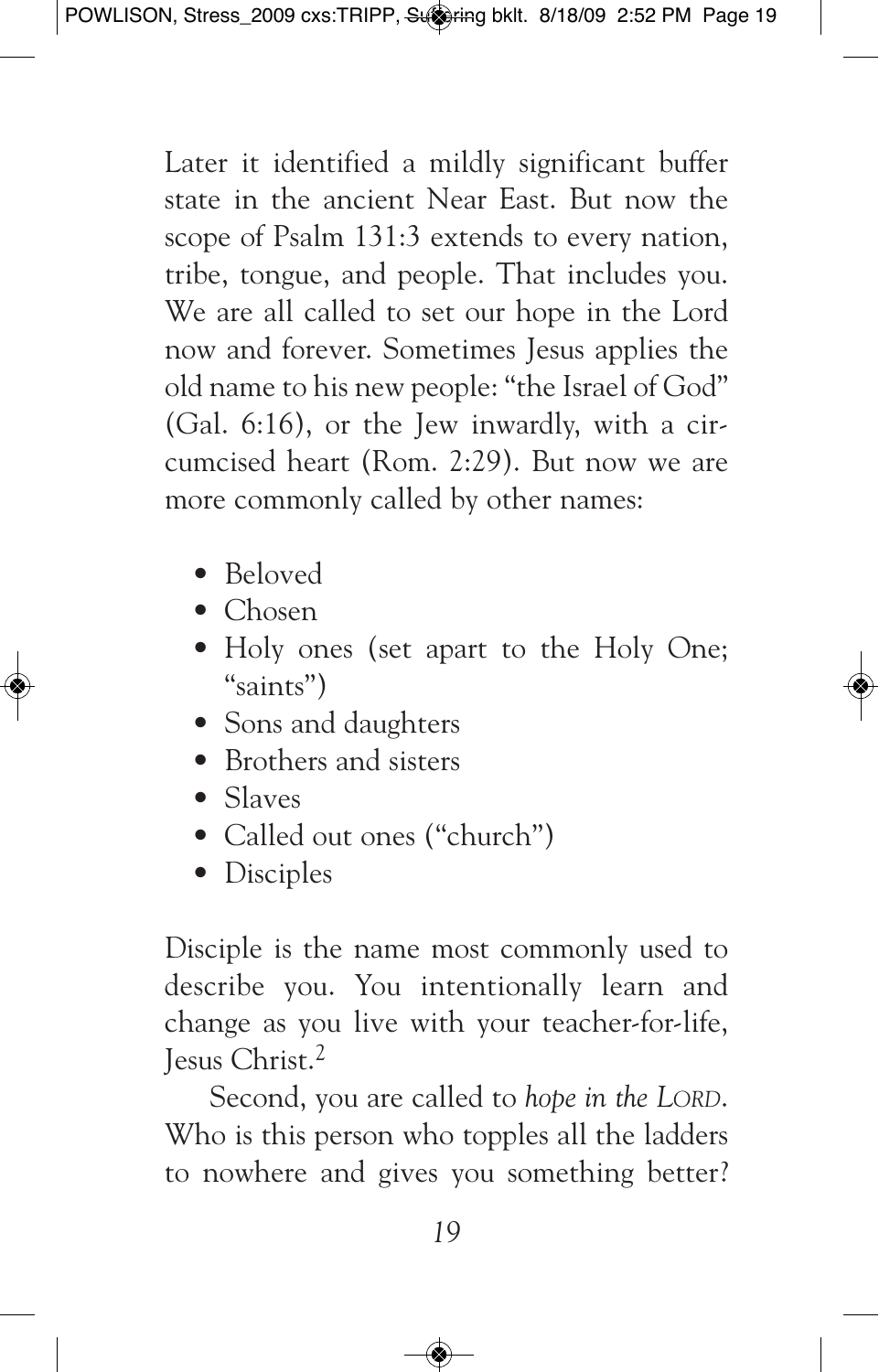Later it identified a mildly significant buffer state in the ancient Near East. But now the scope of Psalm 131:3 extends to every nation, tribe, tongue, and people. That includes you. We are all called to set our hope in the Lord now and forever. Sometimes Jesus applies the old name to his new people: "the Israel of God" (Gal. 6:16), or the Jew inwardly, with a circumcised heart (Rom. 2:29). But now we are more commonly called by other names:

- Beloved
- Chosen
- Holy ones (set apart to the Holy One; "saints")
- Sons and daughters
- Brothers and sisters
- Slaves
- Called out ones ("church")
- Disciples

Disciple is the name most commonly used to describe you. You intentionally learn and change as you live with your teacher-for-life, Jesus Christ.[2]

Second, you are called to *hope in the LORD*. Who is this person who topples all the ladders to nowhere and gives you something better?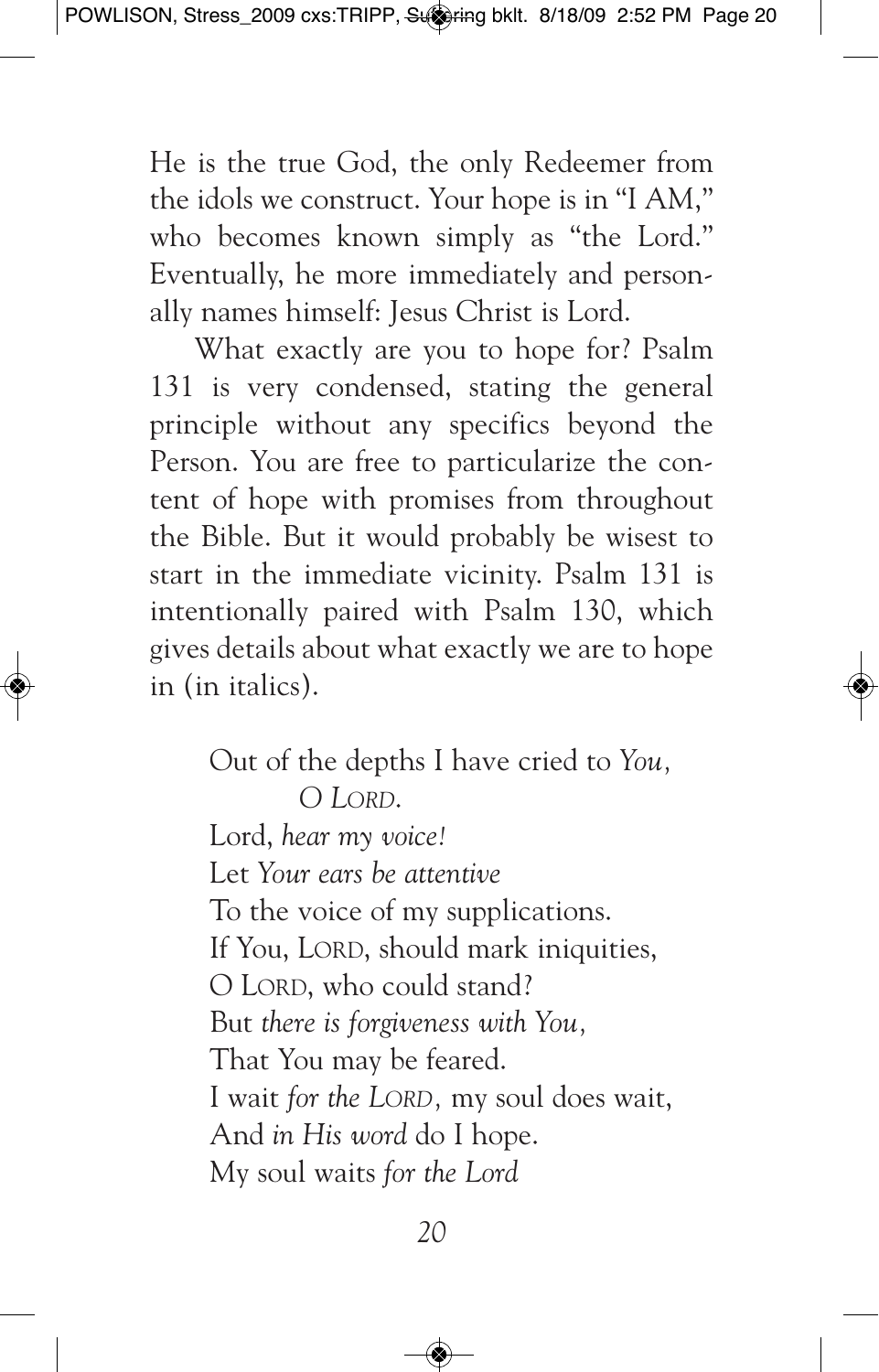He is the true God, the only Redeemer from the idols we construct. Your hope is in "I AM," who becomes known simply as "the Lord." Eventually, he more immediately and personally names himself: Jesus Christ is Lord.

What exactly are you to hope for? Psalm 131 is very condensed, stating the general principle without any specifics beyond the Person. You are free to particularize the content of hope with promises from throughout the Bible. But it would probably be wisest to start in the immediate vicinity. Psalm 131 is intentionally paired with Psalm 130, which gives details about what exactly we are to hope in (in italics).

> Out of the depths I have cried to *You,*
> *O LORD.*
> Lord, *hear my voice!*
> Let *Your ears be attentive*
> To the voice of my supplications.
> If You, LORD, should mark iniquities,
> O LORD, who could stand?
> But *there is forgiveness with You,*
> That You may be feared.
> I wait *for the LORD,* my soul does wait,
> And *in His word* do I hope.
> My soul waits *for the Lord*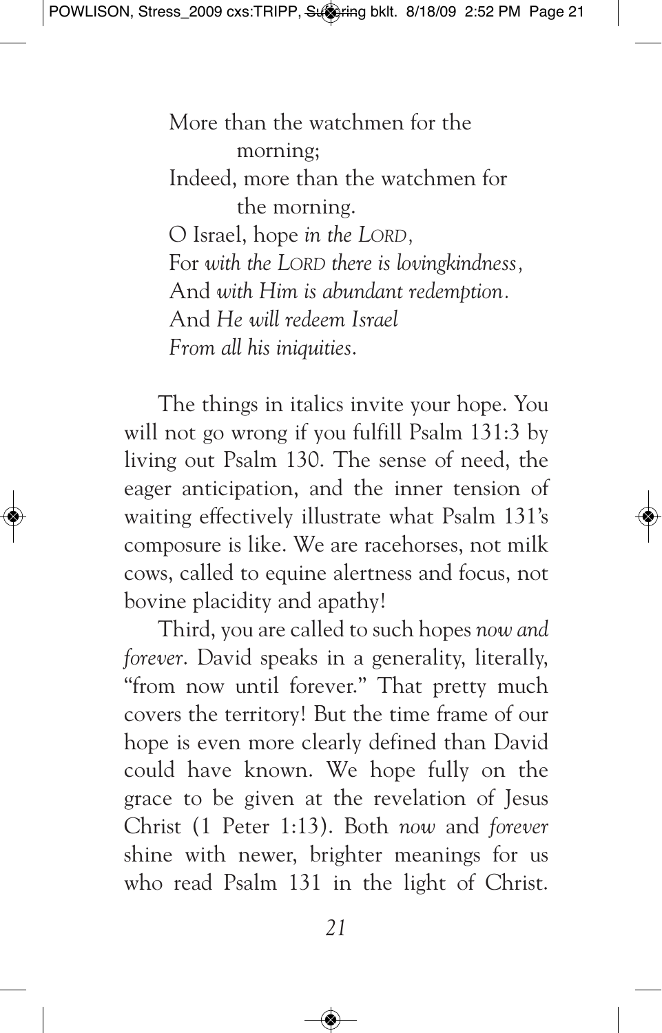More than the watchmen for the
 morning;
Indeed, more than the watchmen for
 the morning.
O Israel, hope *in the LORD,*
For *with the LORD there is lovingkindness,*
And *with Him is abundant redemption.*
And *He will redeem Israel*
*From all his iniquities.*

The things in italics invite your hope. You will not go wrong if you fulfill Psalm 131:3 by living out Psalm 130. The sense of need, the eager anticipation, and the inner tension of waiting effectively illustrate what Psalm 131's composure is like. We are racehorses, not milk cows, called to equine alertness and focus, not bovine placidity and apathy!

Third, you are called to such hopes *now and forever*. David speaks in a generality, literally, "from now until forever." That pretty much covers the territory! But the time frame of our hope is even more clearly defined than David could have known. We hope fully on the grace to be given at the revelation of Jesus Christ (1 Peter 1:13). Both *now* and *forever* shine with newer, brighter meanings for us who read Psalm 131 in the light of Christ.